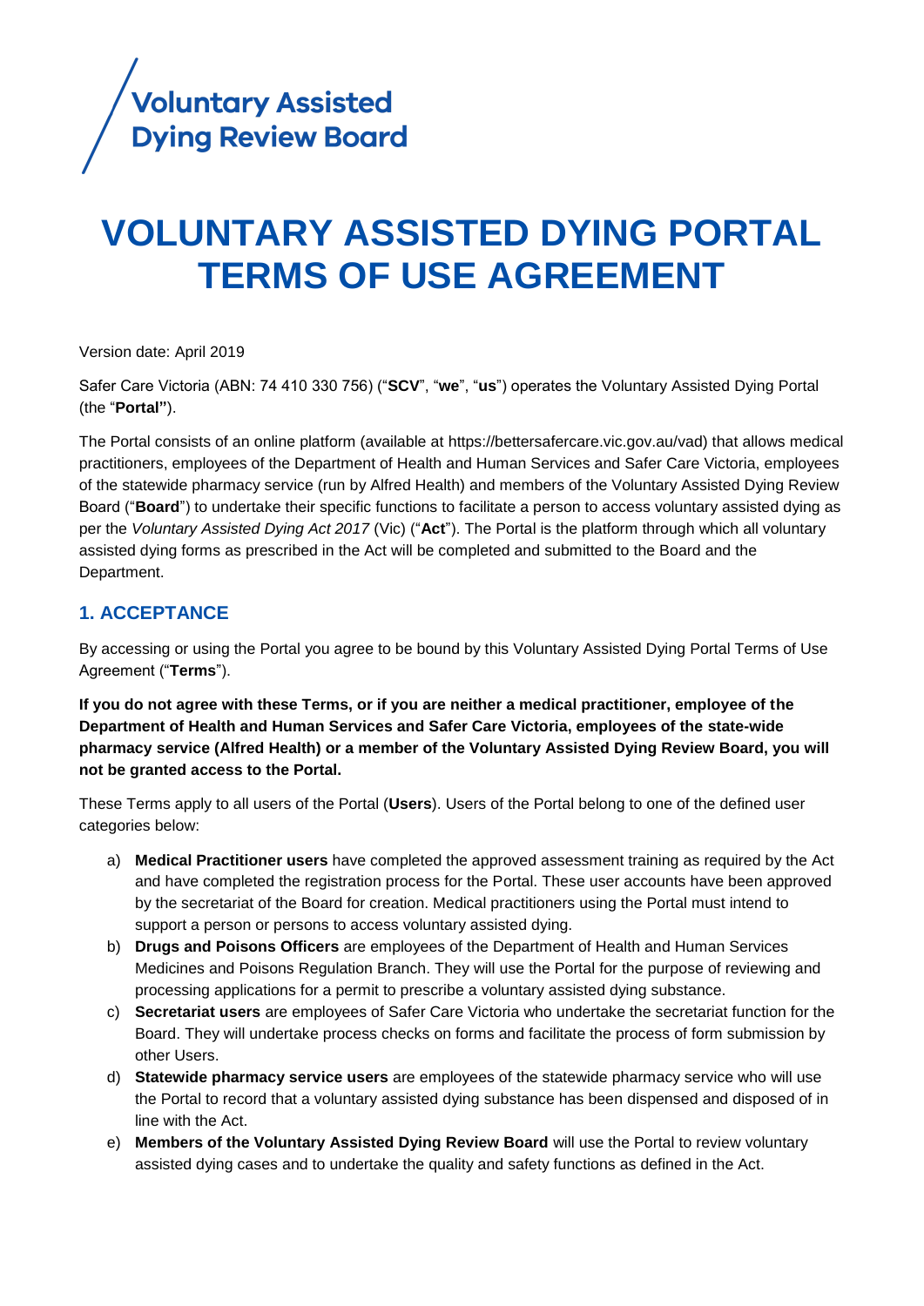Voluntary Assisted Dying Review Board

# VOLUNTARY ASSISTED DYING PORTAL TERMS OF USE AGREEMENT

Version date: April 2019

Safer Care Victoria (ABN: 74 410 330 756) ("**SCV**", "**we**", "**us**") operates the Voluntary Assisted Dying Portal (the "**Portal"**).

The Portal consists of an online platform (available at https://bettersafercare.vic.gov.au/vad) that allows medical practitioners, employees of the Department of Health and Human Services and Safer Care Victoria, employees of the statewide pharmacy service (run by Alfred Health) and members of the Voluntary Assisted Dying Review Board ("**Board**") to undertake their specific functions to facilitate a person to access voluntary assisted dying as per the *Voluntary Assisted Dying Act 2017* (Vic) ("**Act**"). The Portal is the platform through which all voluntary assisted dying forms as prescribed in the Act will be completed and submitted to the Board and the Department.

## 1. ACCEPTANCE

By accessing or using the Portal you agree to be bound by this Voluntary Assisted Dying Portal Terms of Use Agreement ("**Terms**").

**If you do not agree with these Terms, or if you are neither a medical practitioner, employee of the Department of Health and Human Services and Safer Care Victoria, employees of the state-wide pharmacy service (Alfred Health) or a member of the Voluntary Assisted Dying Review Board, you will not be granted access to the Portal.**

These Terms apply to all users of the Portal (**Users**). Users of the Portal belong to one of the defined user categories below:

a) **Medical Practitioner users** have completed the approved assessment training as required by the Act and have completed the registration process for the Portal. These user accounts have been approved by the secretariat of the Board for creation. Medical practitioners using the Portal must intend to support a person or persons to access voluntary assisted dying.
b) **Drugs and Poisons Officers** are employees of the Department of Health and Human Services Medicines and Poisons Regulation Branch. They will use the Portal for the purpose of reviewing and processing applications for a permit to prescribe a voluntary assisted dying substance.
c) **Secretariat users** are employees of Safer Care Victoria who undertake the secretariat function for the Board. They will undertake process checks on forms and facilitate the process of form submission by other Users.
d) **Statewide pharmacy service users** are employees of the statewide pharmacy service who will use the Portal to record that a voluntary assisted dying substance has been dispensed and disposed of in line with the Act.
e) **Members of the Voluntary Assisted Dying Review Board** will use the Portal to review voluntary assisted dying cases and to undertake the quality and safety functions as defined in the Act.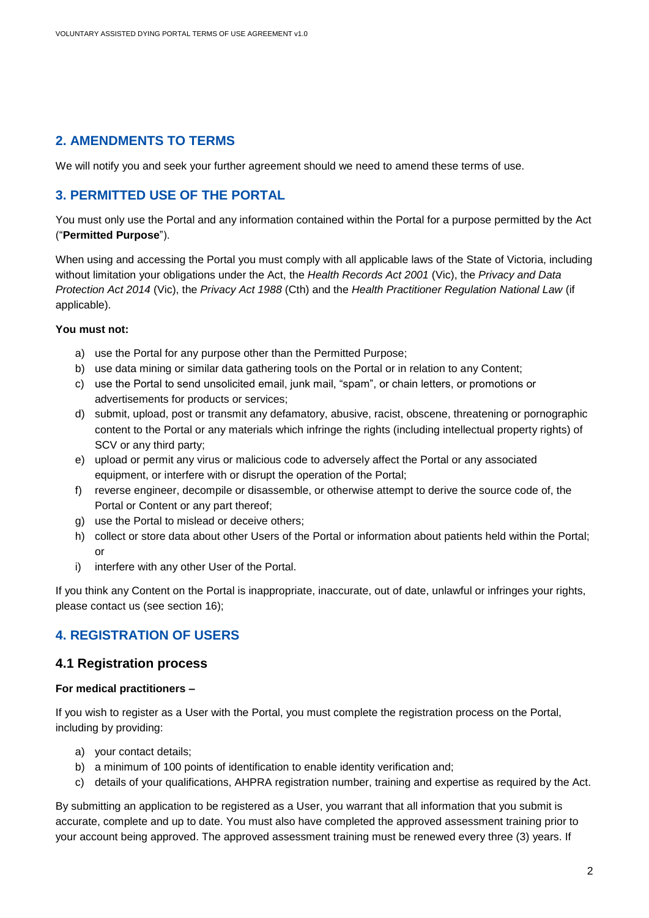## 2. AMENDMENTS TO TERMS

We will notify you and seek your further agreement should we need to amend these terms of use.

## 3. PERMITTED USE OF THE PORTAL

You must only use the Portal and any information contained within the Portal for a purpose permitted by the Act ("**Permitted Purpose**").

When using and accessing the Portal you must comply with all applicable laws of the State of Victoria, including without limitation your obligations under the Act, the *Health Records Act 2001* (Vic), the *Privacy and Data Protection Act 2014* (Vic), the *Privacy Act 1988* (Cth) and the *Health Practitioner Regulation National Law* (if applicable).

**You must not:**

a) use the Portal for any purpose other than the Permitted Purpose;
b) use data mining or similar data gathering tools on the Portal or in relation to any Content;
c) use the Portal to send unsolicited email, junk mail, "spam", or chain letters, or promotions or advertisements for products or services;
d) submit, upload, post or transmit any defamatory, abusive, racist, obscene, threatening or pornographic content to the Portal or any materials which infringe the rights (including intellectual property rights) of SCV or any third party;
e) upload or permit any virus or malicious code to adversely affect the Portal or any associated equipment, or interfere with or disrupt the operation of the Portal;
f) reverse engineer, decompile or disassemble, or otherwise attempt to derive the source code of, the Portal or Content or any part thereof;
g) use the Portal to mislead or deceive others;
h) collect or store data about other Users of the Portal or information about patients held within the Portal; or
i) interfere with any other User of the Portal.

If you think any Content on the Portal is inappropriate, inaccurate, out of date, unlawful or infringes your rights, please contact us (see section 16);

## 4. REGISTRATION OF USERS

### 4.1 Registration process

**For medical practitioners –**

If you wish to register as a User with the Portal, you must complete the registration process on the Portal, including by providing:

a) your contact details;
b) a minimum of 100 points of identification to enable identity verification and;
c) details of your qualifications, AHPRA registration number, training and expertise as required by the Act.

By submitting an application to be registered as a User, you warrant that all information that you submit is accurate, complete and up to date. You must also have completed the approved assessment training prior to your account being approved. The approved assessment training must be renewed every three (3) years. If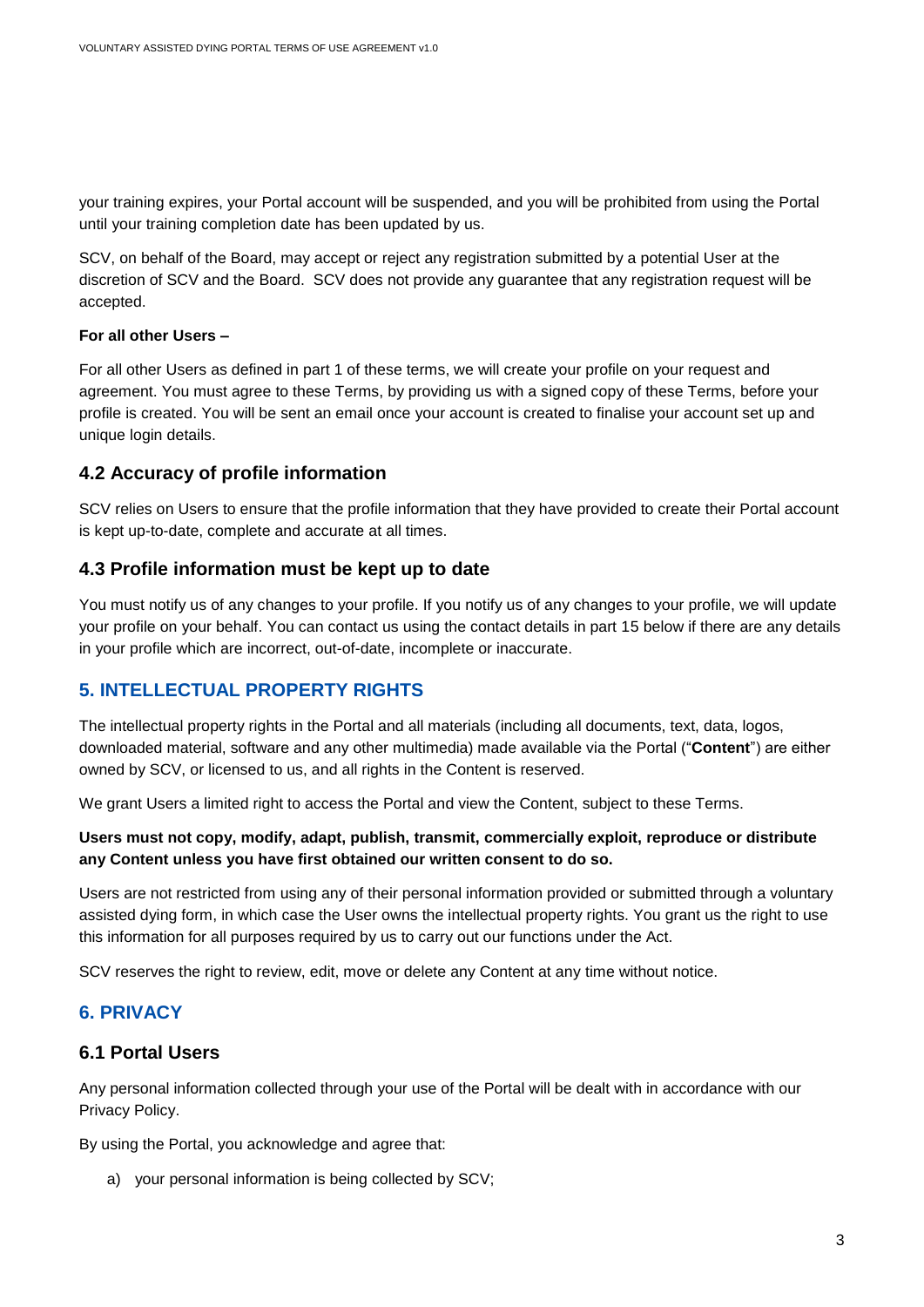your training expires, your Portal account will be suspended, and you will be prohibited from using the Portal until your training completion date has been updated by us.

SCV, on behalf of the Board, may accept or reject any registration submitted by a potential User at the discretion of SCV and the Board. SCV does not provide any guarantee that any registration request will be accepted.

**For all other Users –**

For all other Users as defined in part 1 of these terms, we will create your profile on your request and agreement. You must agree to these Terms, by providing us with a signed copy of these Terms, before your profile is created. You will be sent an email once your account is created to finalise your account set up and unique login details.

### 4.2 Accuracy of profile information

SCV relies on Users to ensure that the profile information that they have provided to create their Portal account is kept up-to-date, complete and accurate at all times.

### 4.3 Profile information must be kept up to date

You must notify us of any changes to your profile. If you notify us of any changes to your profile, we will update your profile on your behalf. You can contact us using the contact details in part 15 below if there are any details in your profile which are incorrect, out-of-date, incomplete or inaccurate.

## 5. INTELLECTUAL PROPERTY RIGHTS

The intellectual property rights in the Portal and all materials (including all documents, text, data, logos, downloaded material, software and any other multimedia) made available via the Portal ("**Content**") are either owned by SCV, or licensed to us, and all rights in the Content is reserved.

We grant Users a limited right to access the Portal and view the Content, subject to these Terms.

**Users must not copy, modify, adapt, publish, transmit, commercially exploit, reproduce or distribute any Content unless you have first obtained our written consent to do so.**

Users are not restricted from using any of their personal information provided or submitted through a voluntary assisted dying form, in which case the User owns the intellectual property rights. You grant us the right to use this information for all purposes required by us to carry out our functions under the Act.

SCV reserves the right to review, edit, move or delete any Content at any time without notice.

## 6. PRIVACY

### 6.1 Portal Users

Any personal information collected through your use of the Portal will be dealt with in accordance with our Privacy Policy.

By using the Portal, you acknowledge and agree that:

a) your personal information is being collected by SCV;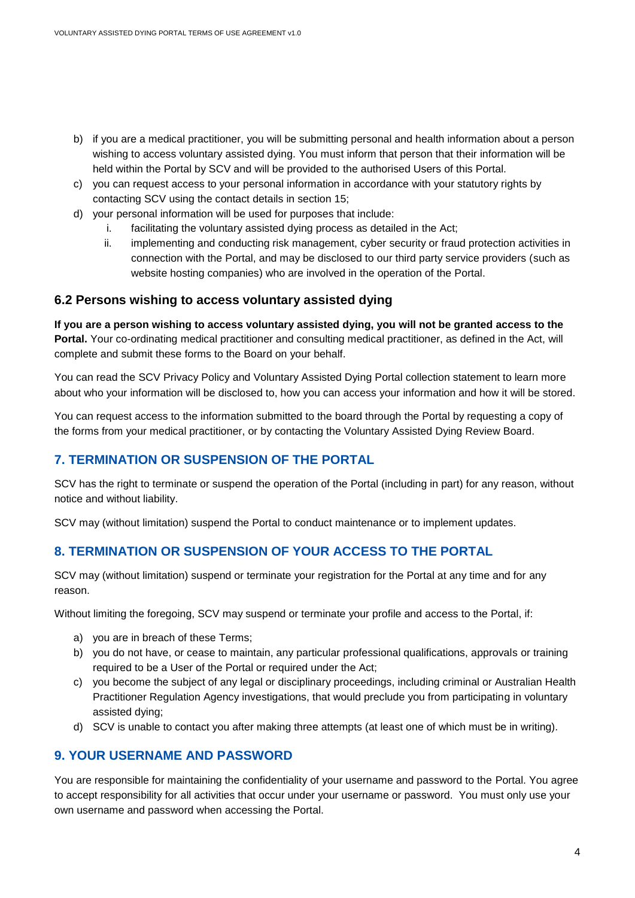b) if you are a medical practitioner, you will be submitting personal and health information about a person wishing to access voluntary assisted dying. You must inform that person that their information will be held within the Portal by SCV and will be provided to the authorised Users of this Portal.
c) you can request access to your personal information in accordance with your statutory rights by contacting SCV using the contact details in section 15;
d) your personal information will be used for purposes that include:
    i. facilitating the voluntary assisted dying process as detailed in the Act;
    ii. implementing and conducting risk management, cyber security or fraud protection activities in connection with the Portal, and may be disclosed to our third party service providers (such as website hosting companies) who are involved in the operation of the Portal.

### 6.2 Persons wishing to access voluntary assisted dying

**If you are a person wishing to access voluntary assisted dying, you will not be granted access to the Portal.** Your co-ordinating medical practitioner and consulting medical practitioner, as defined in the Act, will complete and submit these forms to the Board on your behalf.

You can read the SCV Privacy Policy and Voluntary Assisted Dying Portal collection statement to learn more about who your information will be disclosed to, how you can access your information and how it will be stored.

You can request access to the information submitted to the board through the Portal by requesting a copy of the forms from your medical practitioner, or by contacting the Voluntary Assisted Dying Review Board.

## 7. TERMINATION OR SUSPENSION OF THE PORTAL

SCV has the right to terminate or suspend the operation of the Portal (including in part) for any reason, without notice and without liability.

SCV may (without limitation) suspend the Portal to conduct maintenance or to implement updates.

## 8. TERMINATION OR SUSPENSION OF YOUR ACCESS TO THE PORTAL

SCV may (without limitation) suspend or terminate your registration for the Portal at any time and for any reason.

Without limiting the foregoing, SCV may suspend or terminate your profile and access to the Portal, if:

a) you are in breach of these Terms;
b) you do not have, or cease to maintain, any particular professional qualifications, approvals or training required to be a User of the Portal or required under the Act;
c) you become the subject of any legal or disciplinary proceedings, including criminal or Australian Health Practitioner Regulation Agency investigations, that would preclude you from participating in voluntary assisted dying;
d) SCV is unable to contact you after making three attempts (at least one of which must be in writing).

## 9. YOUR USERNAME AND PASSWORD

You are responsible for maintaining the confidentiality of your username and password to the Portal. You agree to accept responsibility for all activities that occur under your username or password. You must only use your own username and password when accessing the Portal.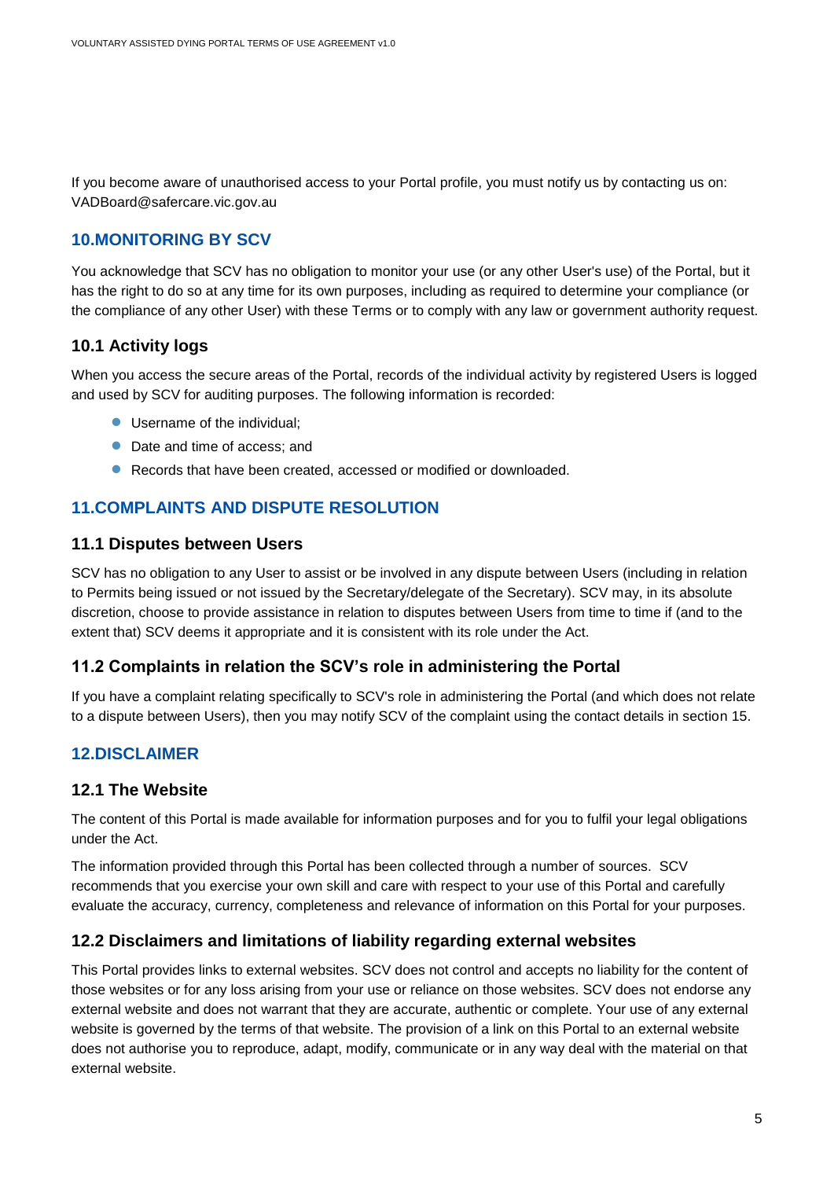If you become aware of unauthorised access to your Portal profile, you must notify us by contacting us on: VADBoard@safercare.vic.gov.au

## 10.MONITORING BY SCV

You acknowledge that SCV has no obligation to monitor your use (or any other User's use) of the Portal, but it has the right to do so at any time for its own purposes, including as required to determine your compliance (or the compliance of any other User) with these Terms or to comply with any law or government authority request.

### 10.1 Activity logs

When you access the secure areas of the Portal, records of the individual activity by registered Users is logged and used by SCV for auditing purposes. The following information is recorded:

- Username of the individual;
- Date and time of access; and
- Records that have been created, accessed or modified or downloaded.

## 11.COMPLAINTS AND DISPUTE RESOLUTION

### 11.1 Disputes between Users

SCV has no obligation to any User to assist or be involved in any dispute between Users (including in relation to Permits being issued or not issued by the Secretary/delegate of the Secretary). SCV may, in its absolute discretion, choose to provide assistance in relation to disputes between Users from time to time if (and to the extent that) SCV deems it appropriate and it is consistent with its role under the Act.

### 11.2 Complaints in relation the SCV's role in administering the Portal

If you have a complaint relating specifically to SCV's role in administering the Portal (and which does not relate to a dispute between Users), then you may notify SCV of the complaint using the contact details in section 15.

## 12.DISCLAIMER

### 12.1 The Website

The content of this Portal is made available for information purposes and for you to fulfil your legal obligations under the Act.

The information provided through this Portal has been collected through a number of sources. SCV recommends that you exercise your own skill and care with respect to your use of this Portal and carefully evaluate the accuracy, currency, completeness and relevance of information on this Portal for your purposes.

### 12.2 Disclaimers and limitations of liability regarding external websites

This Portal provides links to external websites. SCV does not control and accepts no liability for the content of those websites or for any loss arising from your use or reliance on those websites. SCV does not endorse any external website and does not warrant that they are accurate, authentic or complete. Your use of any external website is governed by the terms of that website. The provision of a link on this Portal to an external website does not authorise you to reproduce, adapt, modify, communicate or in any way deal with the material on that external website.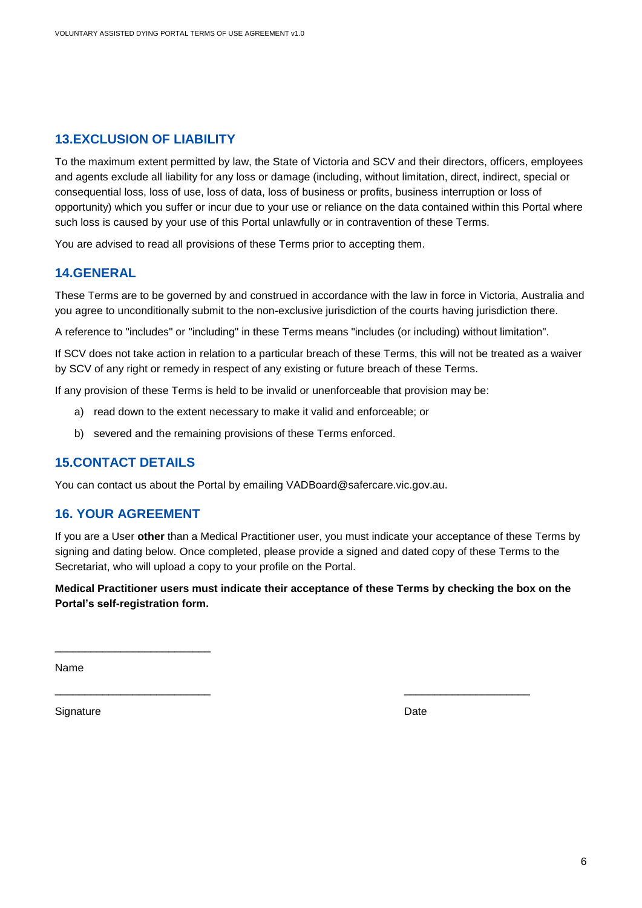## 13.EXCLUSION OF LIABILITY

To the maximum extent permitted by law, the State of Victoria and SCV and their directors, officers, employees and agents exclude all liability for any loss or damage (including, without limitation, direct, indirect, special or consequential loss, loss of use, loss of data, loss of business or profits, business interruption or loss of opportunity) which you suffer or incur due to your use or reliance on the data contained within this Portal where such loss is caused by your use of this Portal unlawfully or in contravention of these Terms.

You are advised to read all provisions of these Terms prior to accepting them.

## 14.GENERAL

These Terms are to be governed by and construed in accordance with the law in force in Victoria, Australia and you agree to unconditionally submit to the non-exclusive jurisdiction of the courts having jurisdiction there.

A reference to "includes" or "including" in these Terms means "includes (or including) without limitation".

If SCV does not take action in relation to a particular breach of these Terms, this will not be treated as a waiver by SCV of any right or remedy in respect of any existing or future breach of these Terms.

If any provision of these Terms is held to be invalid or unenforceable that provision may be:

a) read down to the extent necessary to make it valid and enforceable; or

b) severed and the remaining provisions of these Terms enforced.

## 15.CONTACT DETAILS

You can contact us about the Portal by emailing VADBoard@safercare.vic.gov.au.

## 16. YOUR AGREEMENT

If you are a User **other** than a Medical Practitioner user, you must indicate your acceptance of these Terms by signing and dating below. Once completed, please provide a signed and dated copy of these Terms to the Secretariat, who will upload a copy to your profile on the Portal.

**Medical Practitioner users must indicate their acceptance of these Terms by checking the box on the Portal's self-registration form.**

___________________________

Name

___________________________ ______________________

Signature Date